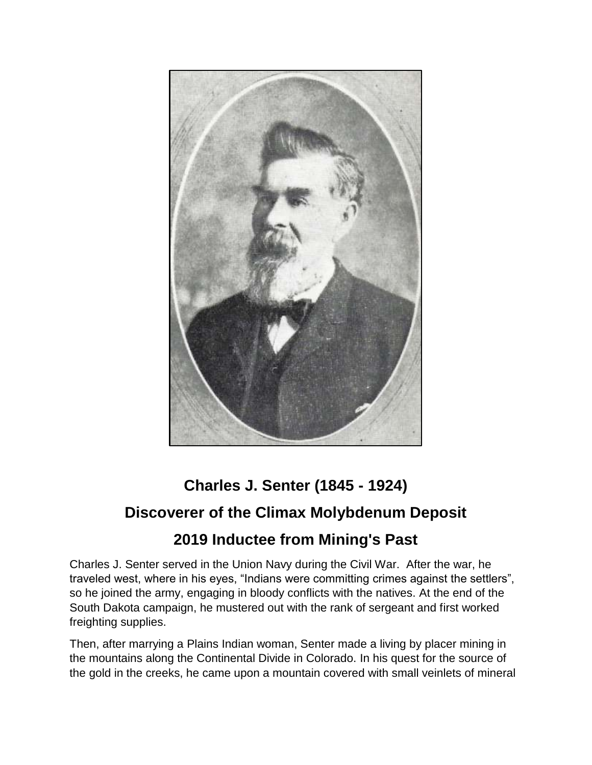## Charles J. Senter (1845 - 1924)

## Discoverer of the Climax Molybdenum Deposit

## 2019 Inductee from Mining's Past

Charles J. Senter served in the Union Navy during the Civil War. After the war, he traveled west, where in his eyes, "Indians were committing crimes against the settlers", so he joined the army, engaging in bloody conflicts with the natives. At the end of the South Dakota campaign, he mustered out with the rank of sergeant and first worked freighting supplies.

Then, after marrying a Plains Indian woman, Senter made a living by placer mining in the mountains along the Continental Divide in Colorado. In his quest for the source of the gold in the creeks, he came upon a mountain covered with small veinlets of mineral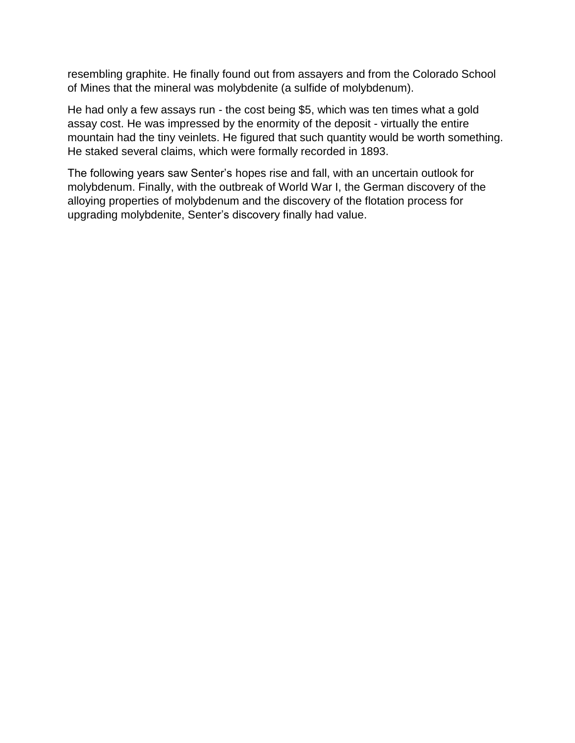resembling graphite. He finally found out from assayers and from the Colorado School of Mines that the mineral was molybdenite (a sulfide of molybdenum).

He had only a few assays run - the cost being $5, which was ten times what a gold assay cost. He was impressed by the enormity of the deposit - virtually the entire mountain had the tiny veinlets. He figured that such quantity would be worth something. He staked several claims, which were formally recorded in 1893.

The following years saw Senter's hopes rise and fall, with an uncertain outlook for molybdenum. Finally, with the outbreak of World War I, the German discovery of the alloying properties of molybdenum and the discovery of the flotation process for upgrading molybdenite, Senter's discovery finally had value.